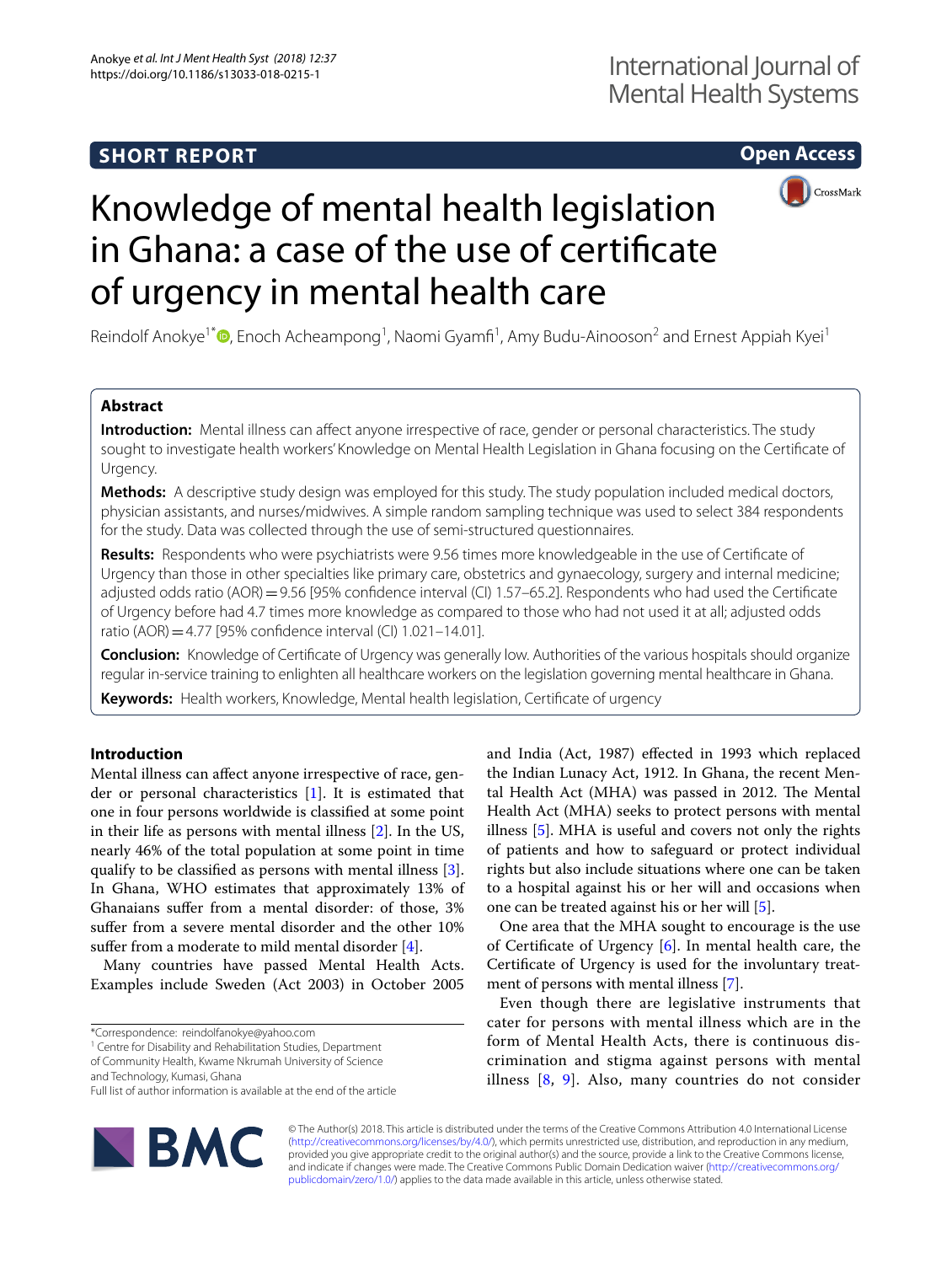SHORT REPORT

Open Access

# Knowledge of mental health legislation in Ghana: a case of the use of certificate of urgency in mental health care

Reindolf Anokye[1*], Enoch Acheampong[1], Naomi Gyamfi[1], Amy Budu-Ainooson[2] and Ernest Appiah Kyei[1]

## Abstract

**Introduction:** Mental illness can affect anyone irrespective of race, gender or personal characteristics. The study sought to investigate health workers' Knowledge on Mental Health Legislation in Ghana focusing on the Certificate of Urgency.

**Methods:** A descriptive study design was employed for this study. The study population included medical doctors, physician assistants, and nurses/midwives. A simple random sampling technique was used to select 384 respondents for the study. Data was collected through the use of semi-structured questionnaires.

**Results:** Respondents who were psychiatrists were 9.56 times more knowledgeable in the use of Certificate of Urgency than those in other specialties like primary care, obstetrics and gynaecology, surgery and internal medicine; adjusted odds ratio (AOR) = 9.56 [95% confidence interval (CI) 1.57–65.2]. Respondents who had used the Certificate of Urgency before had 4.7 times more knowledge as compared to those who had not used it at all; adjusted odds ratio (AOR) = 4.77 [95% confidence interval (CI) 1.021–14.01].

**Conclusion:** Knowledge of Certificate of Urgency was generally low. Authorities of the various hospitals should organize regular in-service training to enlighten all healthcare workers on the legislation governing mental healthcare in Ghana.

**Keywords:** Health workers, Knowledge, Mental health legislation, Certificate of urgency

## Introduction

Mental illness can affect anyone irrespective of race, gender or personal characteristics [1]. It is estimated that one in four persons worldwide is classified at some point in their life as persons with mental illness [2]. In the US, nearly 46% of the total population at some point in time qualify to be classified as persons with mental illness [3]. In Ghana, WHO estimates that approximately 13% of Ghanaians suffer from a mental disorder: of those, 3% suffer from a severe mental disorder and the other 10% suffer from a moderate to mild mental disorder [4].

Many countries have passed Mental Health Acts. Examples include Sweden (Act 2003) in October 2005 and India (Act, 1987) effected in 1993 which replaced the Indian Lunacy Act, 1912. In Ghana, the recent Mental Health Act (MHA) was passed in 2012. The Mental Health Act (MHA) seeks to protect persons with mental illness [5]. MHA is useful and covers not only the rights of patients and how to safeguard or protect individual rights but also include situations where one can be taken to a hospital against his or her will and occasions when one can be treated against his or her will [5].

One area that the MHA sought to encourage is the use of Certificate of Urgency [6]. In mental health care, the Certificate of Urgency is used for the involuntary treatment of persons with mental illness [7].

Even though there are legislative instruments that cater for persons with mental illness which are in the form of Mental Health Acts, there is continuous discrimination and stigma against persons with mental illness [8, 9]. Also, many countries do not consider

*Correspondence: reindolfanokye@yahoo.com
[1] Centre for Disability and Rehabilitation Studies, Department of Community Health, Kwame Nkrumah University of Science and Technology, Kumasi, Ghana
Full list of author information is available at the end of the article

© The Author(s) 2018. This article is distributed under the terms of the Creative Commons Attribution 4.0 International License (http://creativecommons.org/licenses/by/4.0/), which permits unrestricted use, distribution, and reproduction in any medium, provided you give appropriate credit to the original author(s) and the source, provide a link to the Creative Commons license, and indicate if changes were made. The Creative Commons Public Domain Dedication waiver (http://creativecommons.org/publicdomain/zero/1.0/) applies to the data made available in this article, unless otherwise stated.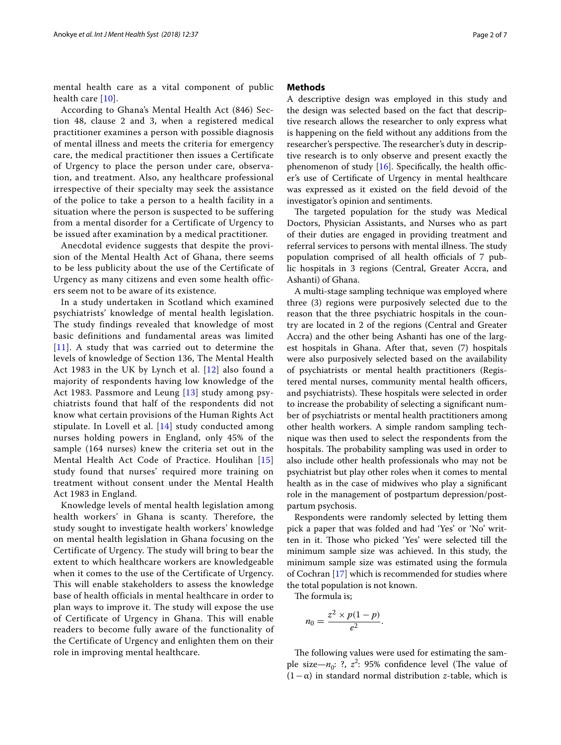mental health care as a vital component of public health care [10].

According to Ghana's Mental Health Act (846) Section 48, clause 2 and 3, when a registered medical practitioner examines a person with possible diagnosis of mental illness and meets the criteria for emergency care, the medical practitioner then issues a Certificate of Urgency to place the person under care, observation, and treatment. Also, any healthcare professional irrespective of their specialty may seek the assistance of the police to take a person to a health facility in a situation where the person is suspected to be suffering from a mental disorder for a Certificate of Urgency to be issued after examination by a medical practitioner.

Anecdotal evidence suggests that despite the provision of the Mental Health Act of Ghana, there seems to be less publicity about the use of the Certificate of Urgency as many citizens and even some health officers seem not to be aware of its existence.

In a study undertaken in Scotland which examined psychiatrists' knowledge of mental health legislation. The study findings revealed that knowledge of most basic definitions and fundamental areas was limited [11]. A study that was carried out to determine the levels of knowledge of Section 136, The Mental Health Act 1983 in the UK by Lynch et al. [12] also found a majority of respondents having low knowledge of the Act 1983. Passmore and Leung [13] study among psychiatrists found that half of the respondents did not know what certain provisions of the Human Rights Act stipulate. In Lovell et al. [14] study conducted among nurses holding powers in England, only 45% of the sample (164 nurses) knew the criteria set out in the Mental Health Act Code of Practice. Houlihan [15] study found that nurses' required more training on treatment without consent under the Mental Health Act 1983 in England.

Knowledge levels of mental health legislation among health workers' in Ghana is scanty. Therefore, the study sought to investigate health workers' knowledge on mental health legislation in Ghana focusing on the Certificate of Urgency. The study will bring to bear the extent to which healthcare workers are knowledgeable when it comes to the use of the Certificate of Urgency. This will enable stakeholders to assess the knowledge base of health officials in mental healthcare in order to plan ways to improve it. The study will expose the use of Certificate of Urgency in Ghana. This will enable readers to become fully aware of the functionality of the Certificate of Urgency and enlighten them on their role in improving mental healthcare.

## Methods

A descriptive design was employed in this study and the design was selected based on the fact that descriptive research allows the researcher to only express what is happening on the field without any additions from the researcher's perspective. The researcher's duty in descriptive research is to only observe and present exactly the phenomenon of study [16]. Specifically, the health officer's use of Certificate of Urgency in mental healthcare was expressed as it existed on the field devoid of the investigator's opinion and sentiments.

The targeted population for the study was Medical Doctors, Physician Assistants, and Nurses who as part of their duties are engaged in providing treatment and referral services to persons with mental illness. The study population comprised of all health officials of 7 public hospitals in 3 regions (Central, Greater Accra, and Ashanti) of Ghana.

A multi-stage sampling technique was employed where three (3) regions were purposively selected due to the reason that the three psychiatric hospitals in the country are located in 2 of the regions (Central and Greater Accra) and the other being Ashanti has one of the largest hospitals in Ghana. After that, seven (7) hospitals were also purposively selected based on the availability of psychiatrists or mental health practitioners (Registered mental nurses, community mental health officers, and psychiatrists). These hospitals were selected in order to increase the probability of selecting a significant number of psychiatrists or mental health practitioners among other health workers. A simple random sampling technique was then used to select the respondents from the hospitals. The probability sampling was used in order to also include other health professionals who may not be psychiatrist but play other roles when it comes to mental health as in the case of midwives who play a significant role in the management of postpartum depression/postpartum psychosis.

Respondents were randomly selected by letting them pick a paper that was folded and had 'Yes' or 'No' written in it. Those who picked 'Yes' were selected till the minimum sample size was achieved. In this study, the minimum sample size was estimated using the formula of Cochran [17] which is recommended for studies where the total population is not known.

The formula is;

$$n_0 = \frac{z^2 \times p(1-p)}{e^2}.$$

The following values were used for estimating the sample size—$n_0$: ?, $z^2$: 95% confidence level (The value of $(1-\alpha)$ in standard normal distribution $z$-table, which is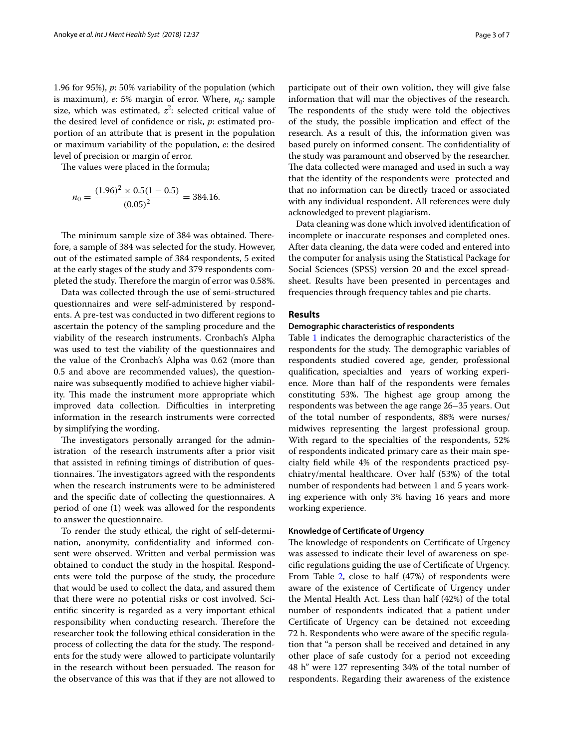1.96 for 95%), $p$: 50% variability of the population (which is maximum), $e$: 5% margin of error. Where, $n_0$: sample size, which was estimated, $z^2$: selected critical value of the desired level of confidence or risk, $p$: estimated proportion of an attribute that is present in the population or maximum variability of the population, $e$: the desired level of precision or margin of error.

The values were placed in the formula;

$$n_0 = \frac{(1.96)^2 \times 0.5(1-0.5)}{(0.05)^2} = 384.16.$$

The minimum sample size of 384 was obtained. Therefore, a sample of 384 was selected for the study. However, out of the estimated sample of 384 respondents, 5 exited at the early stages of the study and 379 respondents completed the study. Therefore the margin of error was 0.58%.

Data was collected through the use of semi-structured questionnaires and were self-administered by respondents. A pre-test was conducted in two different regions to ascertain the potency of the sampling procedure and the viability of the research instruments. Cronbach's Alpha was used to test the viability of the questionnaires and the value of the Cronbach's Alpha was 0.62 (more than 0.5 and above are recommended values), the questionnaire was subsequently modified to achieve higher viability. This made the instrument more appropriate which improved data collection. Difficulties in interpreting information in the research instruments were corrected by simplifying the wording.

The investigators personally arranged for the administration of the research instruments after a prior visit that assisted in refining timings of distribution of questionnaires. The investigators agreed with the respondents when the research instruments were to be administered and the specific date of collecting the questionnaires. A period of one (1) week was allowed for the respondents to answer the questionnaire.

To render the study ethical, the right of self-determination, anonymity, confidentiality and informed consent were observed. Written and verbal permission was obtained to conduct the study in the hospital. Respondents were told the purpose of the study, the procedure that would be used to collect the data, and assured them that there were no potential risks or cost involved. Scientific sincerity is regarded as a very important ethical responsibility when conducting research. Therefore the researcher took the following ethical consideration in the process of collecting the data for the study. The respondents for the study were allowed to participate voluntarily in the research without been persuaded. The reason for the observance of this was that if they are not allowed to participate out of their own volition, they will give false information that will mar the objectives of the research. The respondents of the study were told the objectives of the study, the possible implication and effect of the research. As a result of this, the information given was based purely on informed consent. The confidentiality of the study was paramount and observed by the researcher. The data collected were managed and used in such a way that the identity of the respondents were protected and that no information can be directly traced or associated with any individual respondent. All references were duly acknowledged to prevent plagiarism.

Data cleaning was done which involved identification of incomplete or inaccurate responses and completed ones. After data cleaning, the data were coded and entered into the computer for analysis using the Statistical Package for Social Sciences (SPSS) version 20 and the excel spreadsheet. Results have been presented in percentages and frequencies through frequency tables and pie charts.

## Results

### Demographic characteristics of respondents

Table 1 indicates the demographic characteristics of the respondents for the study. The demographic variables of respondents studied covered age, gender, professional qualification, specialties and years of working experience. More than half of the respondents were females constituting 53%. The highest age group among the respondents was between the age range 26–35 years. Out of the total number of respondents, 88% were nurses/midwives representing the largest professional group. With regard to the specialties of the respondents, 52% of respondents indicated primary care as their main specialty field while 4% of the respondents practiced psychiatry/mental healthcare. Over half (53%) of the total number of respondents had between 1 and 5 years working experience with only 3% having 16 years and more working experience.

### Knowledge of Certificate of Urgency

The knowledge of respondents on Certificate of Urgency was assessed to indicate their level of awareness on specific regulations guiding the use of Certificate of Urgency. From Table 2, close to half (47%) of respondents were aware of the existence of Certificate of Urgency under the Mental Health Act. Less than half (42%) of the total number of respondents indicated that a patient under Certificate of Urgency can be detained not exceeding 72 h. Respondents who were aware of the specific regulation that "a person shall be received and detained in any other place of safe custody for a period not exceeding 48 h" were 127 representing 34% of the total number of respondents. Regarding their awareness of the existence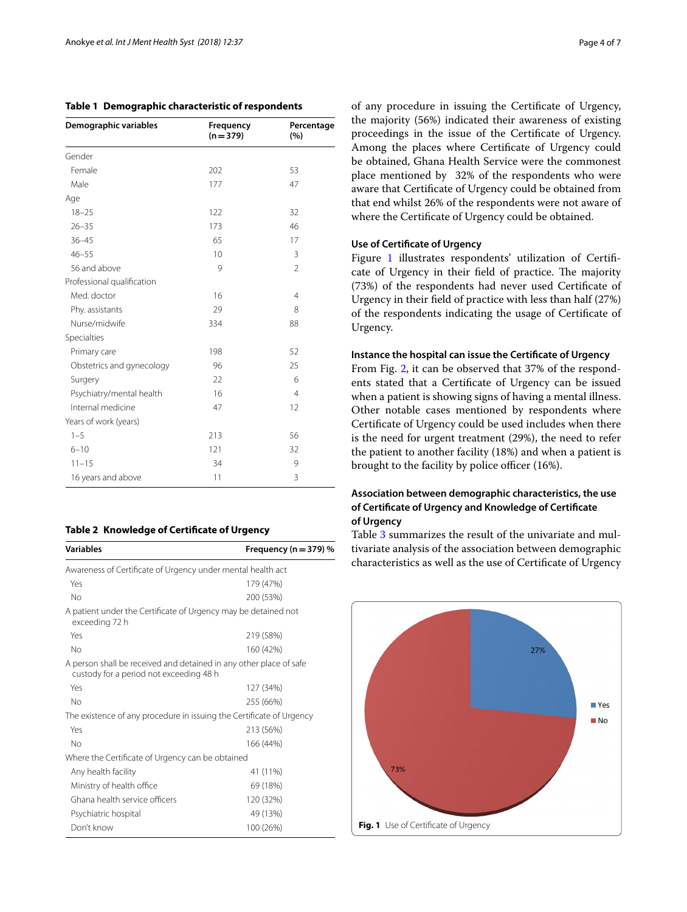**Table 1 Demographic characteristic of respondents**

| Demographic variables | Frequency (n = 379) | Percentage (%) |
|---|---|---|
| Gender | | |
| Female | 202 | 53 |
| Male | 177 | 47 |
| Age | | |
| 18–25 | 122 | 32 |
| 26–35 | 173 | 46 |
| 36–45 | 65 | 17 |
| 46–55 | 10 | 3 |
| 56 and above | 9 | 2 |
| Professional qualification | | |
| Med. doctor | 16 | 4 |
| Phy. assistants | 29 | 8 |
| Nurse/midwife | 334 | 88 |
| Specialties | | |
| Primary care | 198 | 52 |
| Obstetrics and gynecology | 96 | 25 |
| Surgery | 22 | 6 |
| Psychiatry/mental health | 16 | 4 |
| Internal medicine | 47 | 12 |
| Years of work (years) | | |
| 1–5 | 213 | 56 |
| 6–10 | 121 | 32 |
| 11–15 | 34 | 9 |
| 16 years and above | 11 | 3 |

**Table 2 Knowledge of Certificate of Urgency**

| Variables | Frequency (n = 379) % |
|---|---|
| Awareness of Certificate of Urgency under mental health act | |
| Yes | 179 (47%) |
| No | 200 (53%) |
| A patient under the Certificate of Urgency may be detained not exceeding 72 h | |
| Yes | 219 (58%) |
| No | 160 (42%) |
| A person shall be received and detained in any other place of safe custody for a period not exceeding 48 h | |
| Yes | 127 (34%) |
| No | 255 (66%) |
| The existence of any procedure in issuing the Certificate of Urgency | |
| Yes | 213 (56%) |
| No | 166 (44%) |
| Where the Certificate of Urgency can be obtained | |
| Any health facility | 41 (11%) |
| Ministry of health office | 69 (18%) |
| Ghana health service officers | 120 (32%) |
| Psychiatric hospital | 49 (13%) |
| Don't know | 100 (26%) |

of any procedure in issuing the Certificate of Urgency, the majority (56%) indicated their awareness of existing proceedings in the issue of the Certificate of Urgency. Among the places where Certificate of Urgency could be obtained, Ghana Health Service were the commonest place mentioned by 32% of the respondents who were aware that Certificate of Urgency could be obtained from that end whilst 26% of the respondents were not aware of where the Certificate of Urgency could be obtained.

### Use of Certificate of Urgency

Figure 1 illustrates respondents' utilization of Certificate of Urgency in their field of practice. The majority (73%) of the respondents had never used Certificate of Urgency in their field of practice with less than half (27%) of the respondents indicating the usage of Certificate of Urgency.

### Instance the hospital can issue the Certificate of Urgency

From Fig. 2, it can be observed that 37% of the respondents stated that a Certificate of Urgency can be issued when a patient is showing signs of having a mental illness. Other notable cases mentioned by respondents where Certificate of Urgency could be used includes when there is the need for urgent treatment (29%), the need to refer the patient to another facility (18%) and when a patient is brought to the facility by police officer (16%).

### Association between demographic characteristics, the use of Certificate of Urgency and Knowledge of Certificate of Urgency

Table 3 summarizes the result of the univariate and multivariate analysis of the association between demographic characteristics as well as the use of Certificate of Urgency

27%

73%

Yes

No

**Fig. 1** Use of Certificate of Urgency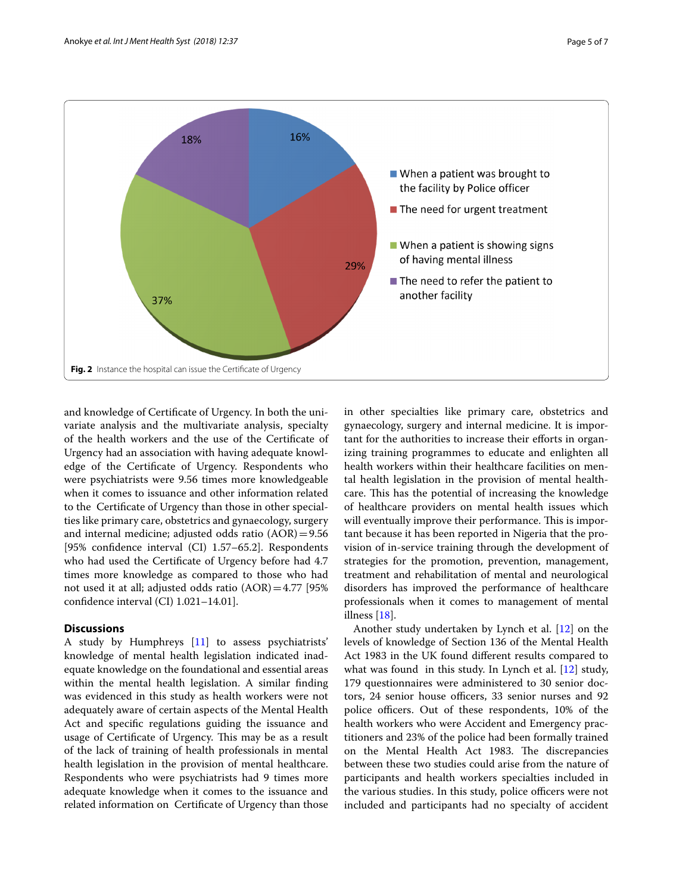Fig. 2 Instance the hospital can issue the Certificate of Urgency

and knowledge of Certificate of Urgency. In both the univariate analysis and the multivariate analysis, specialty of the health workers and the use of the Certificate of Urgency had an association with having adequate knowledge of the Certificate of Urgency. Respondents who were psychiatrists were 9.56 times more knowledgeable when it comes to issuance and other information related to the Certificate of Urgency than those in other specialties like primary care, obstetrics and gynaecology, surgery and internal medicine; adjusted odds ratio (AOR) = 9.56 [95% confidence interval (CI) 1.57–65.2]. Respondents who had used the Certificate of Urgency before had 4.7 times more knowledge as compared to those who had not used it at all; adjusted odds ratio (AOR) = 4.77 [95% confidence interval (CI) 1.021–14.01].

## Discussions

A study by Humphreys [11] to assess psychiatrists' knowledge of mental health legislation indicated inadequate knowledge on the foundational and essential areas within the mental health legislation. A similar finding was evidenced in this study as health workers were not adequately aware of certain aspects of the Mental Health Act and specific regulations guiding the issuance and usage of Certificate of Urgency. This may be as a result of the lack of training of health professionals in mental health legislation in the provision of mental healthcare. Respondents who were psychiatrists had 9 times more adequate knowledge when it comes to the issuance and related information on Certificate of Urgency than those in other specialties like primary care, obstetrics and gynaecology, surgery and internal medicine. It is important for the authorities to increase their efforts in organizing training programmes to educate and enlighten all health workers within their healthcare facilities on mental health legislation in the provision of mental healthcare. This has the potential of increasing the knowledge of healthcare providers on mental health issues which will eventually improve their performance. This is important because it has been reported in Nigeria that the provision of in-service training through the development of strategies for the promotion, prevention, management, treatment and rehabilitation of mental and neurological disorders has improved the performance of healthcare professionals when it comes to management of mental illness [18].

Another study undertaken by Lynch et al. [12] on the levels of knowledge of Section 136 of the Mental Health Act 1983 in the UK found different results compared to what was found in this study. In Lynch et al. [12] study, 179 questionnaires were administered to 30 senior doctors, 24 senior house officers, 33 senior nurses and 92 police officers. Out of these respondents, 10% of the health workers who were Accident and Emergency practitioners and 23% of the police had been formally trained on the Mental Health Act 1983. The discrepancies between these two studies could arise from the nature of participants and health workers specialties included in the various studies. In this study, police officers were not included and participants had no specialty of accident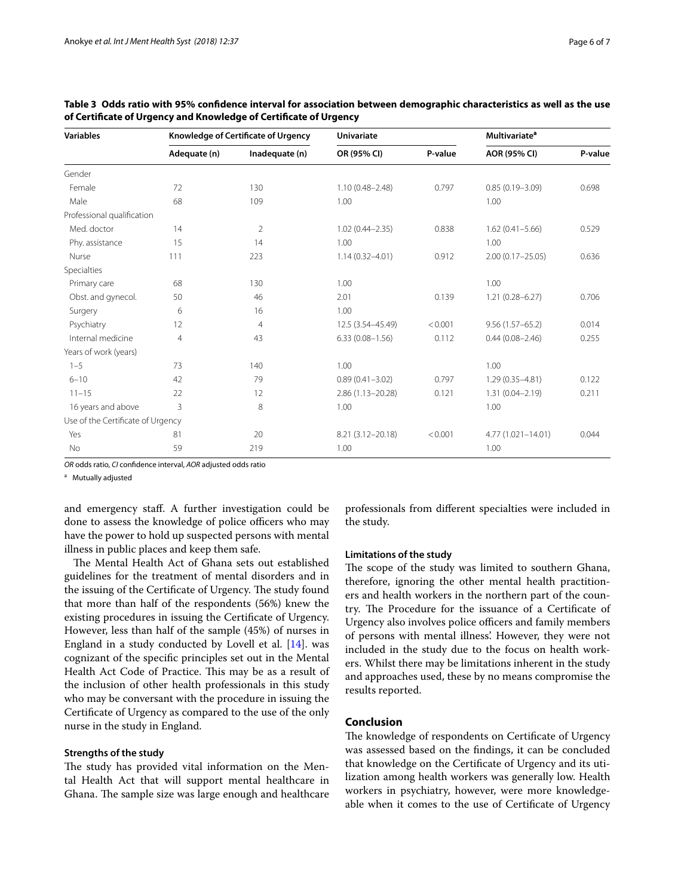**Table 3 Odds ratio with 95% confidence interval for association between demographic characteristics as well as the use of Certificate of Urgency and Knowledge of Certificate of Urgency**

| Variables | Knowledge of Certificate of Urgency | | Univariate | | Multivariate[a] | |
|---|---|---|---|---|---|---|
| | Adequate (n) | Inadequate (n) | OR (95% CI) | P-value | AOR (95% CI) | P-value |
| Gender | | | | | | |
| Female | 72 | 130 | 1.10 (0.48–2.48) | 0.797 | 0.85 (0.19–3.09) | 0.698 |
| Male | 68 | 109 | 1.00 | | 1.00 | |
| Professional qualification | | | | | | |
| Med. doctor | 14 | 2 | 1.02 (0.44–2.35) | 0.838 | 1.62 (0.41–5.66) | 0.529 |
| Phy. assistance | 15 | 14 | 1.00 | | 1.00 | |
| Nurse | 111 | 223 | 1.14 (0.32–4.01) | 0.912 | 2.00 (0.17–25.05) | 0.636 |
| Specialties | | | | | | |
| Primary care | 68 | 130 | 1.00 | | 1.00 | |
| Obst. and gynecol. | 50 | 46 | 2.01 | 0.139 | 1.21 (0.28–6.27) | 0.706 |
| Surgery | 6 | 16 | 1.00 | | 1.00 | |
| Psychiatry | 12 | 4 | 12.5 (3.54–45.49) | < 0.001 | 9.56 (1.57–65.2) | 0.014 |
| Internal medicine | 4 | 43 | 6.33 (0.08–1.56) | 0.112 | 0.44 (0.08–2.46) | 0.255 |
| Years of work (years) | | | | | | |
| 1–5 | 73 | 140 | 1.00 | | 1.00 | |
| 6–10 | 42 | 79 | 0.89 (0.41–3.02) | 0.797 | 1.29 (0.35–4.81) | 0.122 |
| 11–15 | 22 | 12 | 2.86 (1.13–20.28) | 0.121 | 1.31 (0.04–2.19) | 0.211 |
| 16 years and above | 3 | 8 | 1.00 | | 1.00 | |
| Use of the Certificate of Urgency | | | | | | |
| Yes | 81 | 20 | 8.21 (3.12–20.18) | < 0.001 | 4.77 (1.021–14.01) | 0.044 |
| No | 59 | 219 | 1.00 | | 1.00 | |

*OR* odds ratio, *CI* confidence interval, *AOR* adjusted odds ratio

[a] Mutually adjusted

and emergency staff. A further investigation could be done to assess the knowledge of police officers who may have the power to hold up suspected persons with mental illness in public places and keep them safe.

The Mental Health Act of Ghana sets out established guidelines for the treatment of mental disorders and in the issuing of the Certificate of Urgency. The study found that more than half of the respondents (56%) knew the existing procedures in issuing the Certificate of Urgency. However, less than half of the sample (45%) of nurses in England in a study conducted by Lovell et al. [14]. was cognizant of the specific principles set out in the Mental Health Act Code of Practice. This may be as a result of the inclusion of other health professionals in this study who may be conversant with the procedure in issuing the Certificate of Urgency as compared to the use of the only nurse in the study in England.

### Strengths of the study

The study has provided vital information on the Mental Health Act that will support mental healthcare in Ghana. The sample size was large enough and healthcare professionals from different specialties were included in the study.

### Limitations of the study

The scope of the study was limited to southern Ghana, therefore, ignoring the other mental health practitioners and health workers in the northern part of the country. The Procedure for the issuance of a Certificate of Urgency also involves police officers and family members of persons with mental illness'. However, they were not included in the study due to the focus on health workers. Whilst there may be limitations inherent in the study and approaches used, these by no means compromise the results reported.

## Conclusion

The knowledge of respondents on Certificate of Urgency was assessed based on the findings, it can be concluded that knowledge on the Certificate of Urgency and its utilization among health workers was generally low. Health workers in psychiatry, however, were more knowledgeable when it comes to the use of Certificate of Urgency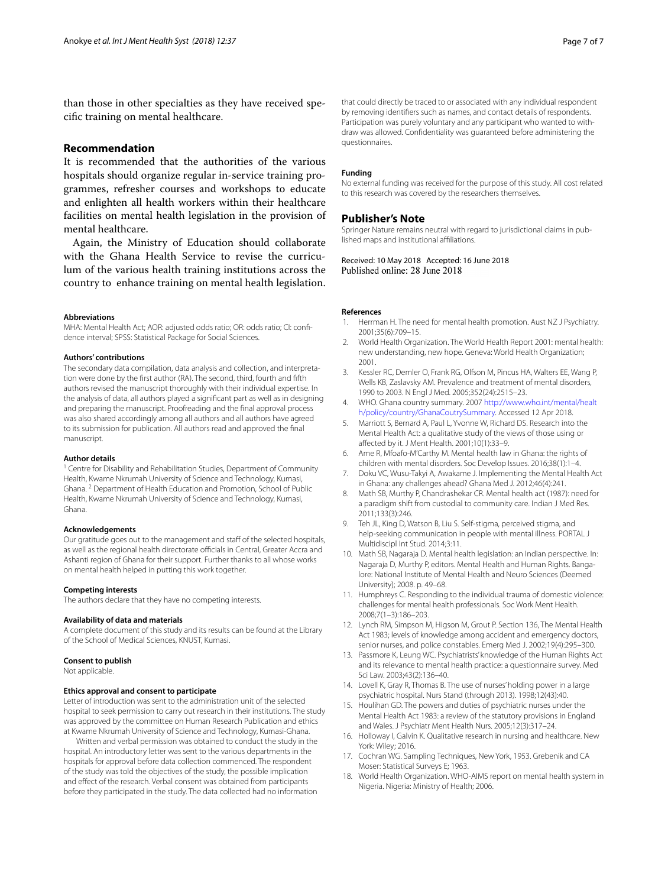than those in other specialties as they have received specific training on mental healthcare.

## Recommendation

It is recommended that the authorities of the various hospitals should organize regular in-service training programmes, refresher courses and workshops to educate and enlighten all health workers within their healthcare facilities on mental health legislation in the provision of mental healthcare.

Again, the Ministry of Education should collaborate with the Ghana Health Service to revise the curriculum of the various health training institutions across the country to enhance training on mental health legislation.

#### Abbreviations

MHA: Mental Health Act; AOR: adjusted odds ratio; OR: odds ratio; CI: confidence interval; SPSS: Statistical Package for Social Sciences.

#### Authors' contributions

The secondary data compilation, data analysis and collection, and interpretation were done by the first author (RA). The second, third, fourth and fifth authors revised the manuscript thoroughly with their individual expertise. In the analysis of data, all authors played a significant part as well as in designing and preparing the manuscript. Proofreading and the final approval process was also shared accordingly among all authors and all authors have agreed to its submission for publication. All authors read and approved the final manuscript.

#### Author details

[1] Centre for Disability and Rehabilitation Studies, Department of Community Health, Kwame Nkrumah University of Science and Technology, Kumasi, Ghana. [2] Department of Health Education and Promotion, School of Public Health, Kwame Nkrumah University of Science and Technology, Kumasi, Ghana.

#### Acknowledgements

Our gratitude goes out to the management and staff of the selected hospitals, as well as the regional health directorate officials in Central, Greater Accra and Ashanti region of Ghana for their support. Further thanks to all whose works on mental health helped in putting this work together.

#### Competing interests

The authors declare that they have no competing interests.

#### Availability of data and materials

A complete document of this study and its results can be found at the Library of the School of Medical Sciences, KNUST, Kumasi.

#### Consent to publish

Not applicable.

#### Ethics approval and consent to participate

Letter of introduction was sent to the administration unit of the selected hospital to seek permission to carry out research in their institutions. The study was approved by the committee on Human Research Publication and ethics at Kwame Nkrumah University of Science and Technology, Kumasi-Ghana.

Written and verbal permission was obtained to conduct the study in the hospital. An introductory letter was sent to the various departments in the hospitals for approval before data collection commenced. The respondent of the study was told the objectives of the study, the possible implication and effect of the research. Verbal consent was obtained from participants before they participated in the study. The data collected had no information that could directly be traced to or associated with any individual respondent by removing identifiers such as names, and contact details of respondents. Participation was purely voluntary and any participant who wanted to withdraw was allowed. Confidentiality was guaranteed before administering the questionnaires.

#### Funding

No external funding was received for the purpose of this study. All cost related to this research was covered by the researchers themselves.

## Publisher's Note

Springer Nature remains neutral with regard to jurisdictional claims in published maps and institutional affiliations.

Received: 10 May 2018 Accepted: 16 June 2018
Published online: 28 June 2018

#### References

1. Herrman H. The need for mental health promotion. Aust NZ J Psychiatry. 2001;35(6):709–15.
2. World Health Organization. The World Health Report 2001: mental health: new understanding, new hope. Geneva: World Health Organization; 2001.
3. Kessler RC, Demler O, Frank RG, Olfson M, Pincus HA, Walters EE, Wang P, Wells KB, Zaslavsky AM. Prevalence and treatment of mental disorders, 1990 to 2003. N Engl J Med. 2005;352(24):2515–23.
4. WHO. Ghana country summary. 2007 http://www.who.int/mental/health/policy/country/GhanaCoutrySummary. Accessed 12 Apr 2018.
5. Marriott S, Bernard A, Paul L, Yvonne W, Richard DS. Research into the Mental Health Act: a qualitative study of the views of those using or affected by it. J Ment Health. 2001;10(1):33–9.
6. Ame R, Mfoafo-M'Carthy M. Mental health law in Ghana: the rights of children with mental disorders. Soc Develop Issues. 2016;38(1):1–4.
7. Doku VC, Wusu-Takyi A, Awakame J. Implementing the Mental Health Act in Ghana: any challenges ahead? Ghana Med J. 2012;46(4):241.
8. Math SB, Murthy P, Chandrashekar CR. Mental health act (1987): need for a paradigm shift from custodial to community care. Indian J Med Res. 2011;133(3):246.
9. Teh JL, King D, Watson B, Liu S. Self-stigma, perceived stigma, and help-seeking communication in people with mental illness. PORTAL J Multidiscipl Int Stud. 2014;3:11.
10. Math SB, Nagaraja D. Mental health legislation: an Indian perspective. In: Nagaraja D, Murthy P, editors. Mental Health and Human Rights. Bangalore: National Institute of Mental Health and Neuro Sciences (Deemed University); 2008. p. 49–68.
11. Humphreys C. Responding to the individual trauma of domestic violence: challenges for mental health professionals. Soc Work Ment Health. 2008;7(1–3):186–203.
12. Lynch RM, Simpson M, Higson M, Grout P. Section 136, The Mental Health Act 1983; levels of knowledge among accident and emergency doctors, senior nurses, and police constables. Emerg Med J. 2002;19(4):295–300.
13. Passmore K, Leung WC. Psychiatrists' knowledge of the Human Rights Act and its relevance to mental health practice: a questionnaire survey. Med Sci Law. 2003;43(2):136–40.
14. Lovell K, Gray R, Thomas B. The use of nurses' holding power in a large psychiatric hospital. Nurs Stand (through 2013). 1998;12(43):40.
15. Houlihan GD. The powers and duties of psychiatric nurses under the Mental Health Act 1983: a review of the statutory provisions in England and Wales. J Psychiatr Ment Health Nurs. 2005;12(3):317–24.
16. Holloway I, Galvin K. Qualitative research in nursing and healthcare. New York: Wiley; 2016.
17. Cochran WG. Sampling Techniques, New York, 1953. Grebenik and CA Moser: Statistical Surveys E; 1963.
18. World Health Organization. WHO-AIMS report on mental health system in Nigeria. Nigeria: Ministry of Health; 2006.